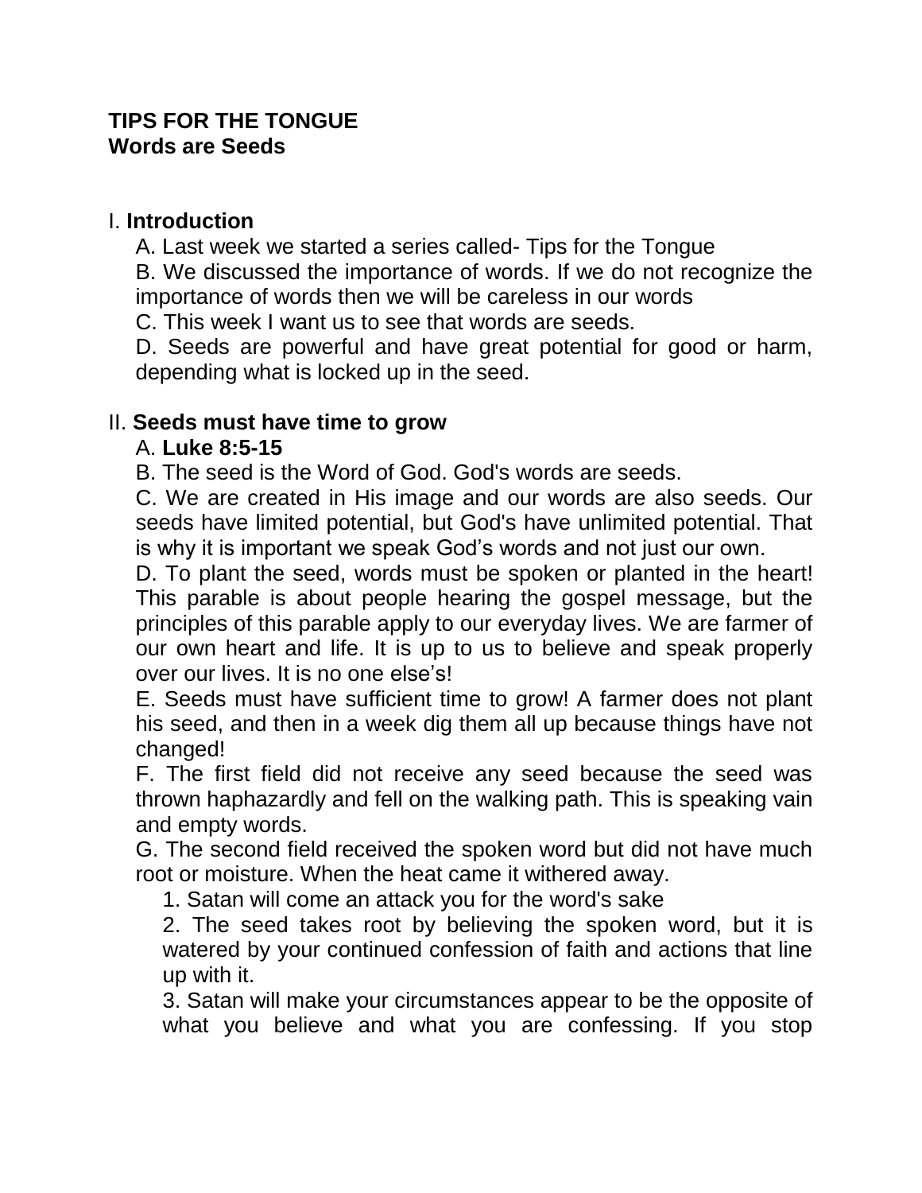**TIPS FOR THE TONGUE**
**Words are Seeds**

I. **Introduction**

A. Last week we started a series called- Tips for the Tongue

B. We discussed the importance of words. If we do not recognize the importance of words then we will be careless in our words

C. This week I want us to see that words are seeds.

D. Seeds are powerful and have great potential for good or harm, depending what is locked up in the seed.

II. **Seeds must have time to grow**

A. **Luke 8:5-15**

B. The seed is the Word of God. God's words are seeds.

C. We are created in His image and our words are also seeds. Our seeds have limited potential, but God's have unlimited potential. That is why it is important we speak God's words and not just our own.

D. To plant the seed, words must be spoken or planted in the heart! This parable is about people hearing the gospel message, but the principles of this parable apply to our everyday lives. We are farmer of our own heart and life. It is up to us to believe and speak properly over our lives. It is no one else's!

E. Seeds must have sufficient time to grow! A farmer does not plant his seed, and then in a week dig them all up because things have not changed!

F. The first field did not receive any seed because the seed was thrown haphazardly and fell on the walking path. This is speaking vain and empty words.

G. The second field received the spoken word but did not have much root or moisture. When the heat came it withered away.

1. Satan will come an attack you for the word's sake
2. The seed takes root by believing the spoken word, but it is watered by your continued confession of faith and actions that line up with it.
3. Satan will make your circumstances appear to be the opposite of what you believe and what you are confessing. If you stop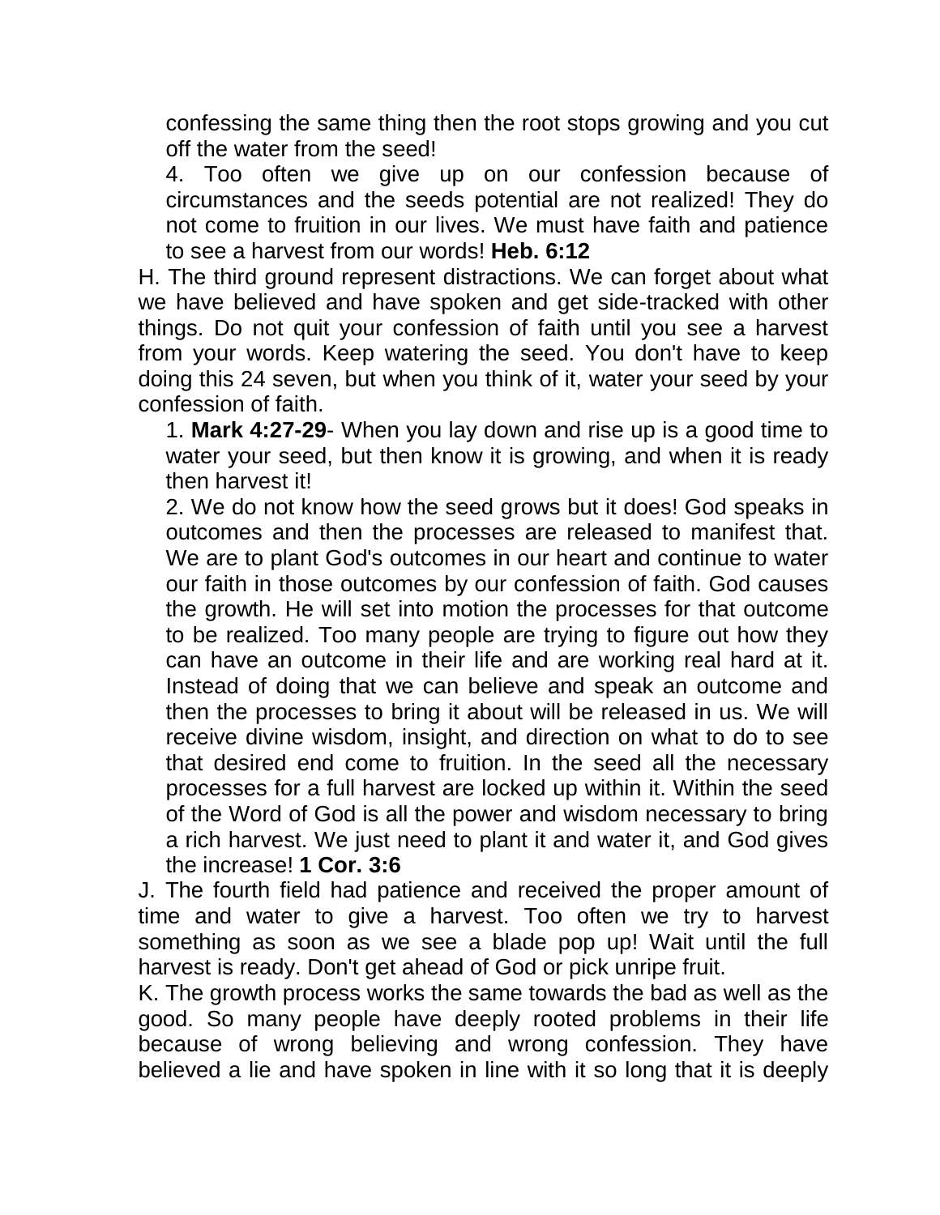confessing the same thing then the root stops growing and you cut off the water from the seed!

4. Too often we give up on our confession because of circumstances and the seeds potential are not realized! They do not come to fruition in our lives. We must have faith and patience to see a harvest from our words! **Heb. 6:12**

H. The third ground represent distractions. We can forget about what we have believed and have spoken and get side-tracked with other things. Do not quit your confession of faith until you see a harvest from your words. Keep watering the seed. You don't have to keep doing this 24 seven, but when you think of it, water your seed by your confession of faith.

1. **Mark 4:27-29**- When you lay down and rise up is a good time to water your seed, but then know it is growing, and when it is ready then harvest it!

2. We do not know how the seed grows but it does! God speaks in outcomes and then the processes are released to manifest that. We are to plant God's outcomes in our heart and continue to water our faith in those outcomes by our confession of faith. God causes the growth. He will set into motion the processes for that outcome to be realized. Too many people are trying to figure out how they can have an outcome in their life and are working real hard at it. Instead of doing that we can believe and speak an outcome and then the processes to bring it about will be released in us. We will receive divine wisdom, insight, and direction on what to do to see that desired end come to fruition. In the seed all the necessary processes for a full harvest are locked up within it. Within the seed of the Word of God is all the power and wisdom necessary to bring a rich harvest. We just need to plant it and water it, and God gives the increase! **1 Cor. 3:6**

J. The fourth field had patience and received the proper amount of time and water to give a harvest. Too often we try to harvest something as soon as we see a blade pop up! Wait until the full harvest is ready. Don't get ahead of God or pick unripe fruit.

K. The growth process works the same towards the bad as well as the good. So many people have deeply rooted problems in their life because of wrong believing and wrong confession. They have believed a lie and have spoken in line with it so long that it is deeply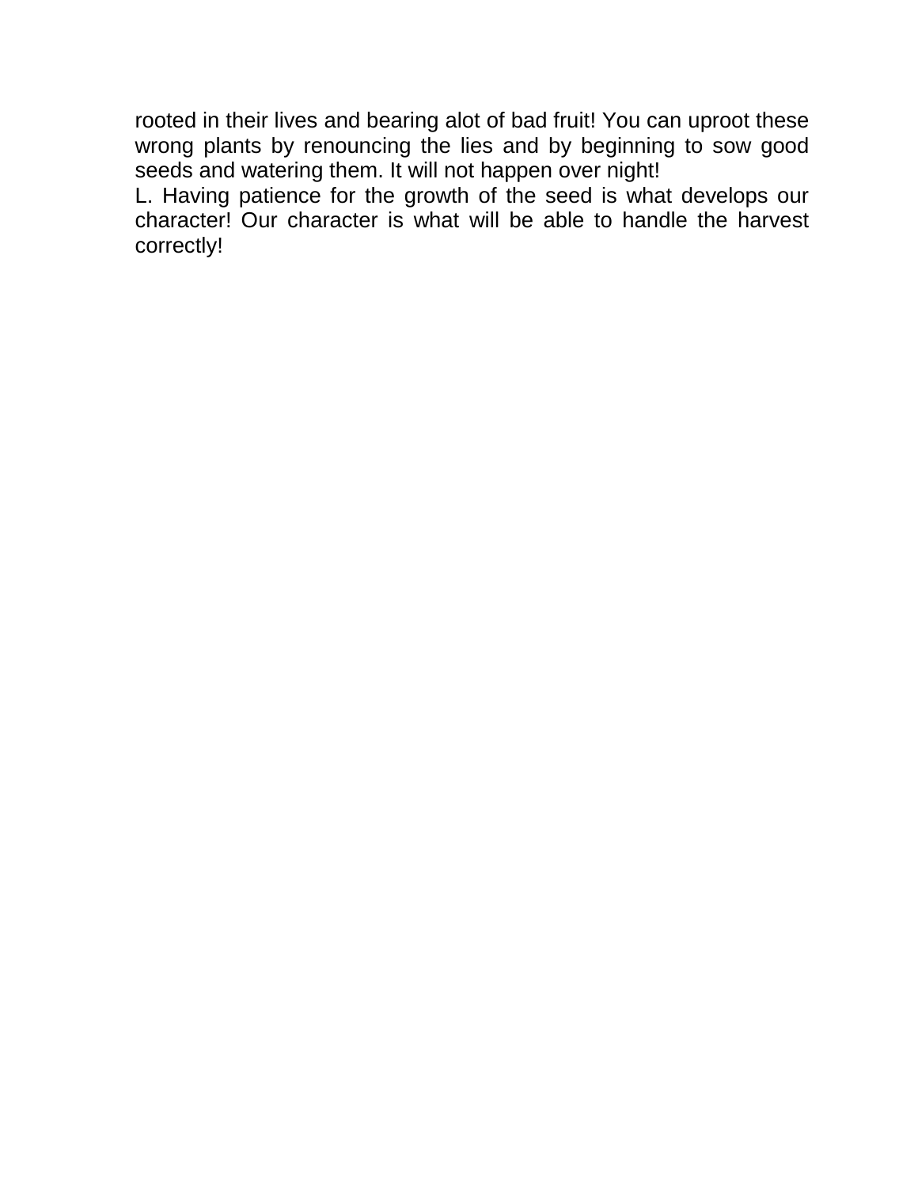rooted in their lives and bearing alot of bad fruit! You can uproot these wrong plants by renouncing the lies and by beginning to sow good seeds and watering them. It will not happen over night!

L. Having patience for the growth of the seed is what develops our character! Our character is what will be able to handle the harvest correctly!